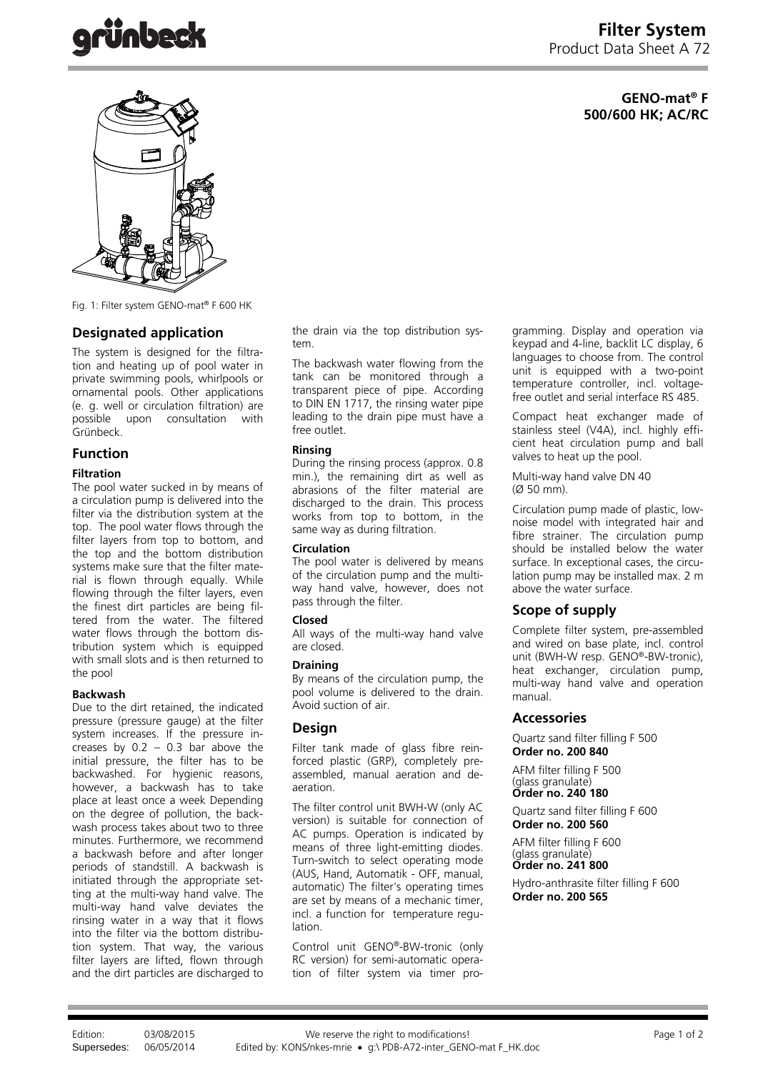# Filter System

Product Data Sheet A 72

**GENO-mat® F 500/600 HK; AC/RC**

Fig. 1: Filter system GENO-mat® F 600 HK

## Designated application

The system is designed for the filtration and heating up of pool water in private swimming pools, whirlpools or ornamental pools. Other applications (e. g. well or circulation filtration) are possible upon consultation with Grünbeck.

## Function

### Filtration

The pool water sucked in by means of a circulation pump is delivered into the filter via the distribution system at the top. The pool water flows through the filter layers from top to bottom, and the top and the bottom distribution systems make sure that the filter material is flown through equally. While flowing through the filter layers, even the finest dirt particles are being filtered from the water. The filtered water flows through the bottom distribution system which is equipped with small slots and is then returned to the pool

### Backwash

Due to the dirt retained, the indicated pressure (pressure gauge) at the filter system increases. If the pressure increases by 0.2 – 0.3 bar above the initial pressure, the filter has to be backwashed. For hygienic reasons, however, a backwash has to take place at least once a week Depending on the degree of pollution, the backwash process takes about two to three minutes. Furthermore, we recommend a backwash before and after longer periods of standstill. A backwash is initiated through the appropriate setting at the multi-way hand valve. The multi-way hand valve deviates the rinsing water in a way that it flows into the filter via the bottom distribution system. That way, the various filter layers are lifted, flown through and the dirt particles are discharged to the drain via the top distribution system.

The backwash water flowing from the tank can be monitored through a transparent piece of pipe. According to DIN EN 1717, the rinsing water pipe leading to the drain pipe must have a free outlet.

### Rinsing

During the rinsing process (approx. 0.8 min.), the remaining dirt as well as abrasions of the filter material are discharged to the drain. This process works from top to bottom, in the same way as during filtration.

### Circulation

The pool water is delivered by means of the circulation pump and the multi-way hand valve, however, does not pass through the filter.

### Closed

All ways of the multi-way hand valve are closed.

### Draining

By means of the circulation pump, the pool volume is delivered to the drain. Avoid suction of air.

## Design

Filter tank made of glass fibre reinforced plastic (GRP), completely pre-assembled, manual aeration and de-aeration.

The filter control unit BWH-W (only AC version) is suitable for connection of AC pumps. Operation is indicated by means of three light-emitting diodes. Turn-switch to select operating mode (AUS, Hand, Automatik - OFF, manual, automatic) The filter's operating times are set by means of a mechanic timer, incl. a function for temperature regulation.

Control unit GENO®-BW-tronic (only RC version) for semi-automatic operation of filter system via timer programming. Display and operation via keypad and 4-line, backlit LC display, 6 languages to choose from. The control unit is equipped with a two-point temperature controller, incl. voltage-free outlet and serial interface RS 485.

Compact heat exchanger made of stainless steel (V4A), incl. highly efficient heat circulation pump and ball valves to heat up the pool.

Multi-way hand valve DN 40 (Ø 50 mm).

Circulation pump made of plastic, low-noise model with integrated hair and fibre strainer. The circulation pump should be installed below the water surface. In exceptional cases, the circulation pump may be installed max. 2 m above the water surface.

## Scope of supply

Complete filter system, pre-assembled and wired on base plate, incl. control unit (BWH-W resp. GENO®-BW-tronic), heat exchanger, circulation pump, multi-way hand valve and operation manual.

## Accessories

Quartz sand filter filling F 500
**Order no. 200 840**

AFM filter filling F 500 (glass granulate)
**Order no. 240 180**

Quartz sand filter filling F 600
**Order no. 200 560**

AFM filter filling F 600 (glass granulate)
**Order no. 241 800**

Hydro-anthrasite filter filling F 600
**Order no. 200 565**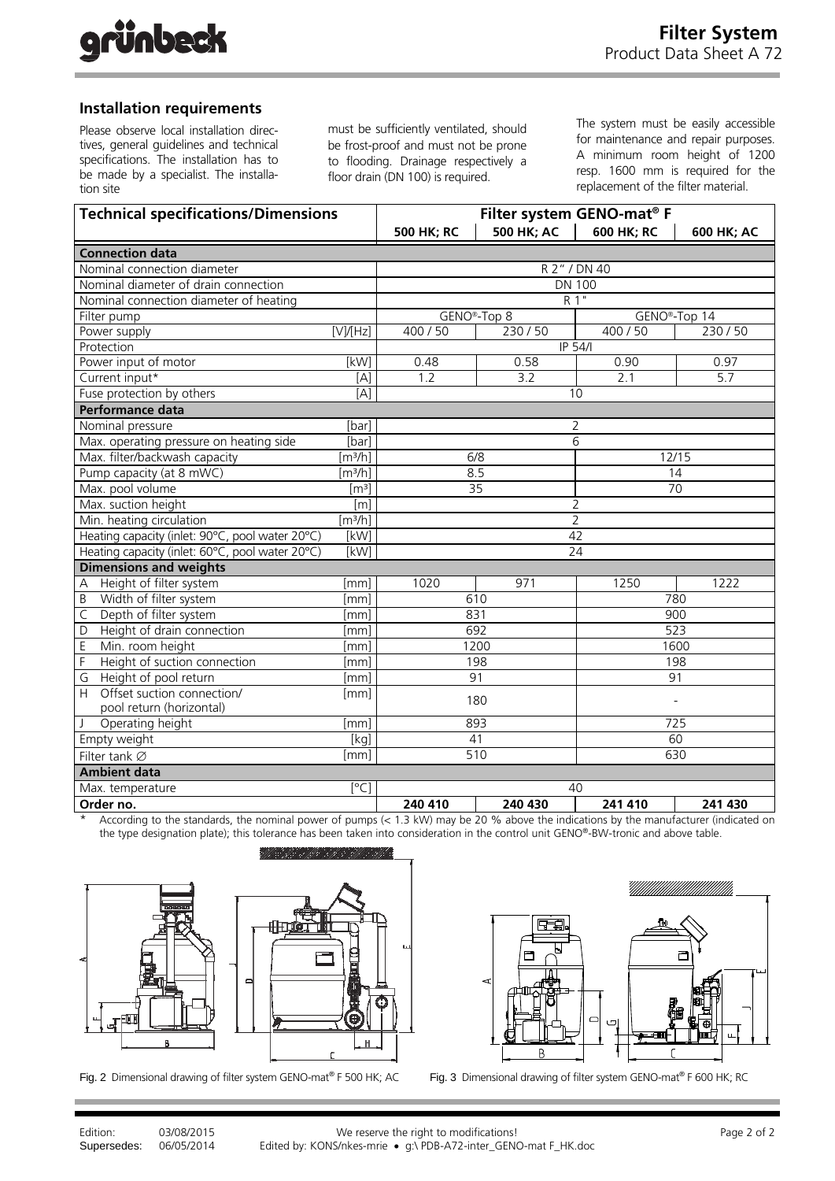## Installation requirements

Please observe local installation directives, general guidelines and technical specifications. The installation has to be made by a specialist. The installation site must be sufficiently ventilated, should be frost-proof and must not be prone to flooding. Drainage respectively a floor drain (DN 100) is required.

The system must be easily accessible for maintenance and repair purposes. A minimum room height of 1200 resp. 1600 mm is required for the replacement of the filter material.

| Technical specifications/Dimensions | | Filter system GENO-mat® F | | | |
|---|---|---|---|---|---|
| | | 500 HK; RC | 500 HK; AC | 600 HK; RC | 600 HK; AC |
| **Connection data** | | | | | |
| Nominal connection diameter | | R 2" / DN 40 | | | |
| Nominal diameter of drain connection | | DN 100 | | | |
| Nominal connection diameter of heating | | R 1" | | | |
| Filter pump | | GENO®-Top 8 | | GENO®-Top 14 | |
| Power supply | [V]/[Hz] | 400 / 50 | 230 / 50 | 400 / 50 | 230 / 50 |
| Protection | | IP 54/I | | | |
| Power input of motor | [kW] | 0.48 | 0.58 | 0.90 | 0.97 |
| Current input* | [A] | 1.2 | 3.2 | 2.1 | 5.7 |
| Fuse protection by others | [A] | 10 | | | |
| **Performance data** | | | | | |
| Nominal pressure | [bar] | 2 | | | |
| Max. operating pressure on heating side | [bar] | 6 | | | |
| Max. filter/backwash capacity | [m³/h] | 6/8 | | 12/15 | |
| Pump capacity (at 8 mWC) | [m³/h] | 8.5 | | 14 | |
| Max. pool volume | [m³] | 35 | | 70 | |
| Max. suction height | [m] | 2 | | | |
| Min. heating circulation | [m³/h] | 2 | | | |
| Heating capacity (inlet: 90°C, pool water 20°C) | [kW] | 42 | | | |
| Heating capacity (inlet: 60°C, pool water 20°C) | [kW] | 24 | | | |
| **Dimensions and weights** | | | | | |
| A Height of filter system | [mm] | 1020 | 971 | 1250 | 1222 |
| B Width of filter system | [mm] | 610 | | 780 | |
| C Depth of filter system | [mm] | 831 | | 900 | |
| D Height of drain connection | [mm] | 692 | | 523 | |
| E Min. room height | [mm] | 1200 | | 1600 | |
| F Height of suction connection | [mm] | 198 | | 198 | |
| G Height of pool return | [mm] | 91 | | 91 | |
| H Offset suction connection/ pool return (horizontal) | [mm] | 180 | | - | |
| J Operating height | [mm] | 893 | | 725 | |
| Empty weight | [kg] | 41 | | 60 | |
| Filter tank ∅ | [mm] | 510 | | 630 | |
| **Ambient data** | | | | | |
| Max. temperature | [°C] | 40 | | | |
| **Order no.** | | **240 410** | **240 430** | **241 410** | **241 430** |

\* According to the standards, the nominal power of pumps (< 1.3 kW) may be 20 % above the indications by the manufacturer (indicated on the type designation plate); this tolerance has been taken into consideration in the control unit GENO®-BW-tronic and above table.

Fig. 2 Dimensional drawing of filter system GENO-mat® F 500 HK; AC

Fig. 3 Dimensional drawing of filter system GENO-mat® F 600 HK; RC

Edition: 03/08/2015 We reserve the right to modifications!
Supersedes: 06/05/2014 Edited by: KONS/nkes-mrie • g:\ PDB-A72-inter_GENO-mat F_HK.doc